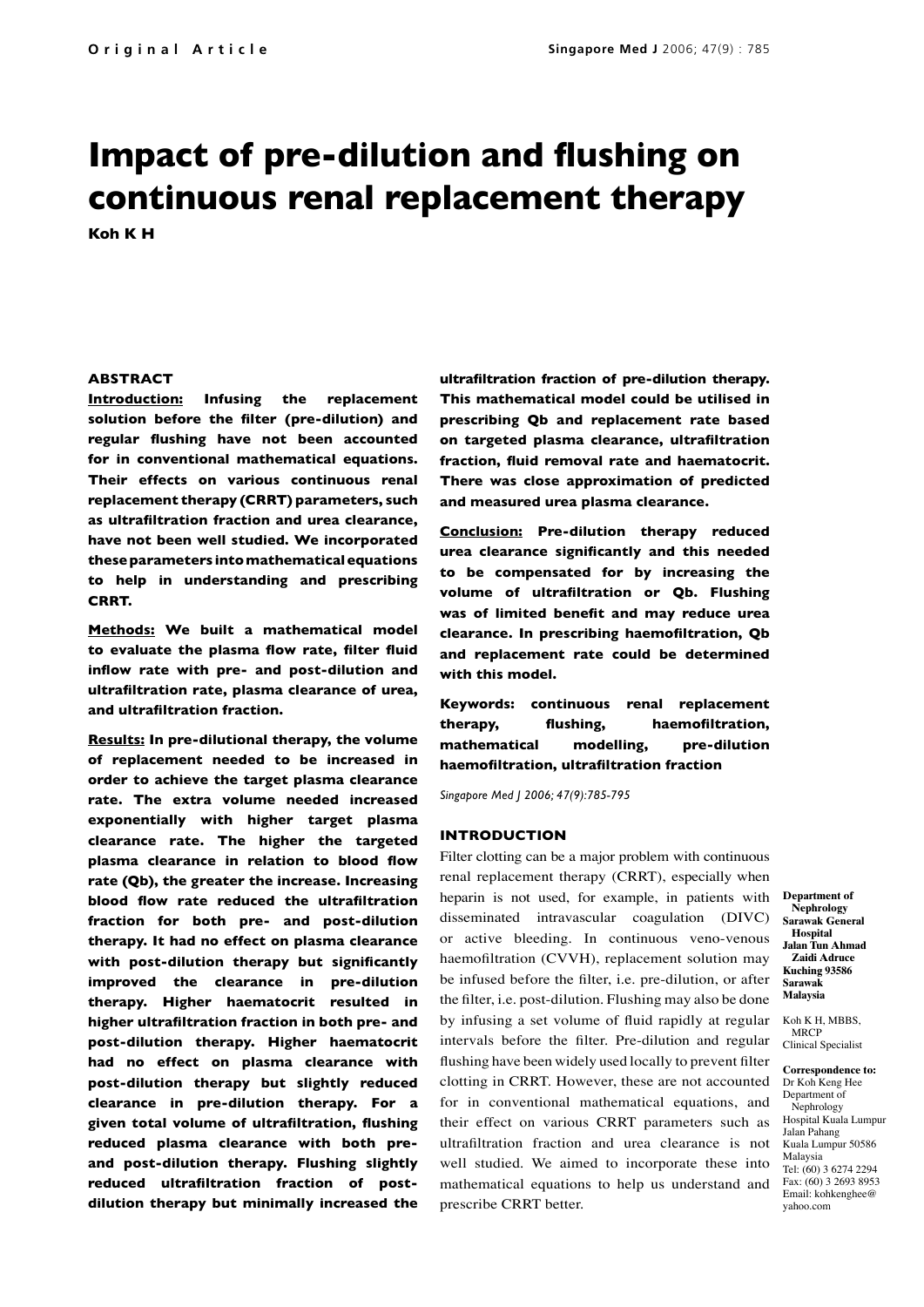Original Article

# Impact of pre-dilution and flushing on continuous renal replacement therapy

**Koh K H**

## ABSTRACT

**Introduction:** **Infusing the replacement solution before the filter (pre-dilution) and regular flushing have not been accounted for in conventional mathematical equations. Their effects on various continuous renal replacement therapy (CRRT) parameters, such as ultrafiltration fraction and urea clearance, have not been well studied. We incorporated these parameters into mathematical equations to help in understanding and prescribing CRRT.**

**Methods:** **We built a mathematical model to evaluate the plasma flow rate, filter fluid inflow rate with pre- and post-dilution and ultrafiltration rate, plasma clearance of urea, and ultrafiltration fraction.**

**Results:** **In pre-dilutional therapy, the volume of replacement needed to be increased in order to achieve the target plasma clearance rate. The extra volume needed increased exponentially with higher target plasma clearance rate. The higher the targeted plasma clearance in relation to blood flow rate (Qb), the greater the increase. Increasing blood flow rate reduced the ultrafiltration fraction for both pre- and post-dilution therapy. It had no effect on plasma clearance with post-dilution therapy but significantly improved the clearance in pre-dilution therapy. Higher haematocrit resulted in higher ultrafiltration fraction in both pre- and post-dilution therapy. Higher haematocrit had no effect on plasma clearance with post-dilution therapy but slightly reduced clearance in pre-dilution therapy. For a given total volume of ultrafiltration, flushing reduced plasma clearance with both pre- and post-dilution therapy. Flushing slightly reduced ultrafiltration fraction of post-dilution therapy but minimally increased the ultrafiltration fraction of pre-dilution therapy. This mathematical model could be utilised in prescribing Qb and replacement rate based on targeted plasma clearance, ultrafiltration fraction, fluid removal rate and haematocrit. There was close approximation of predicted and measured urea plasma clearance.**

**Conclusion:** **Pre-dilution therapy reduced urea clearance significantly and this needed to be compensated for by increasing the volume of ultrafiltration or Qb. Flushing was of limited benefit and may reduce urea clearance. In prescribing haemofiltration, Qb and replacement rate could be determined with this model.**

**Keywords: continuous renal replacement therapy, flushing, haemofiltration, mathematical modelling, pre-dilution haemofiltration, ultrafiltration fraction**

*Singapore Med J 2006; 47(9):785-795*

## INTRODUCTION

Filter clotting can be a major problem with continuous renal replacement therapy (CRRT), especially when heparin is not used, for example, in patients with disseminated intravascular coagulation (DIVC) or active bleeding. In continuous veno-venous haemofiltration (CVVH), replacement solution may be infused before the filter, i.e. pre-dilution, or after the filter, i.e. post-dilution. Flushing may also be done by infusing a set volume of fluid rapidly at regular intervals before the filter. Pre-dilution and regular flushing have been widely used locally to prevent filter clotting in CRRT. However, these are not accounted for in conventional mathematical equations, and their effect on various CRRT parameters such as ultrafiltration fraction and urea clearance is not well studied. We aimed to incorporate these into mathematical equations to help us understand and prescribe CRRT better.

Department of Nephrology
Sarawak General Hospital
Jalan Tun Ahmad Zaidi Adruce
Kuching 93586
Sarawak
Malaysia

Koh K H, MBBS, MRCP
Clinical Specialist

**Correspondence to:**
Dr Koh Keng Hee
Department of Nephrology
Hospital Kuala Lumpur
Jalan Pahang
Kuala Lumpur 50586
Malaysia
Tel: (60) 3 6274 2294
Fax: (60) 3 2693 8953
Email: kohkenghee@yahoo.com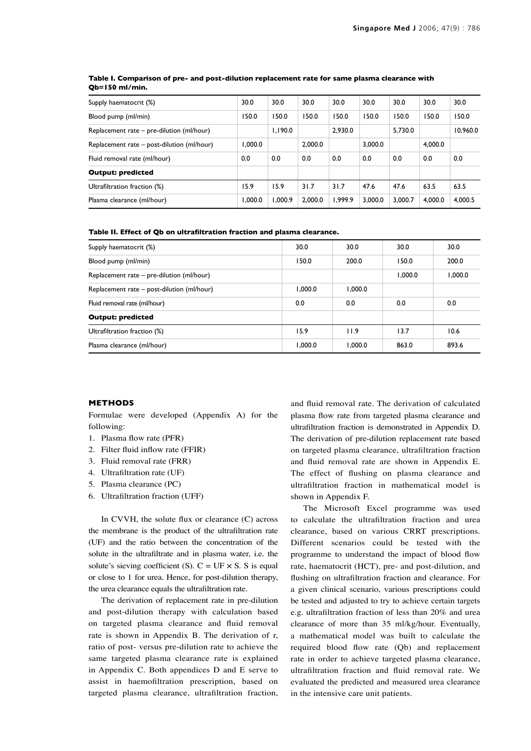**Table I. Comparison of pre- and post-dilution replacement rate for same plasma clearance with Qb=150 ml/min.**

| | | | | | | | | |
|---|---|---|---|---|---|---|---|---|
| Supply haematocrit (%) | 30.0 | 30.0 | 30.0 | 30.0 | 30.0 | 30.0 | 30.0 | 30.0 |
| Blood pump (ml/min) | 150.0 | 150.0 | 150.0 | 150.0 | 150.0 | 150.0 | 150.0 | 150.0 |
| Replacement rate – pre-dilution (ml/hour) | | 1,190.0 | | 2,930.0 | | 5,730.0 | | 10,960.0 |
| Replacement rate – post-dilution (ml/hour) | 1,000.0 | | 2,000.0 | | 3,000.0 | | 4,000.0 | |
| Fluid removal rate (ml/hour) | 0.0 | 0.0 | 0.0 | 0.0 | 0.0 | 0.0 | 0.0 | 0.0 |
| **Output: predicted** | | | | | | | | |
| Ultrafiltration fraction (%) | 15.9 | 15.9 | 31.7 | 31.7 | 47.6 | 47.6 | 63.5 | 63.5 |
| Plasma clearance (ml/hour) | 1,000.0 | 1,000.9 | 2,000.0 | 1,999.9 | 3,000.0 | 3,000.7 | 4,000.0 | 4,000.5 |

**Table II. Effect of Qb on ultrafiltration fraction and plasma clearance.**

| | | | | |
|---|---|---|---|---|
| Supply haematocrit (%) | 30.0 | 30.0 | 30.0 | 30.0 |
| Blood pump (ml/min) | 150.0 | 200.0 | 150.0 | 200.0 |
| Replacement rate – pre-dilution (ml/hour) | | | 1,000.0 | 1,000.0 |
| Replacement rate – post-dilution (ml/hour) | 1,000.0 | 1,000.0 | | |
| Fluid removal rate (ml/hour) | 0.0 | 0.0 | 0.0 | 0.0 |
| **Output: predicted** | | | | |
| Ultrafiltration fraction (%) | 15.9 | 11.9 | 13.7 | 10.6 |
| Plasma clearance (ml/hour) | 1,000.0 | 1,000.0 | 863.0 | 893.6 |

## METHODS

Formulae were developed (Appendix A) for the following:

1. Plasma flow rate (PFR)
2. Filter fluid inflow rate (FFIR)
3. Fluid removal rate (FRR)
4. Ultrafiltration rate (UF)
5. Plasma clearance (PC)
6. Ultrafiltration fraction (UFF)

In CVVH, the solute flux or clearance (C) across the membrane is the product of the ultrafiltration rate (UF) and the ratio between the concentration of the solute in the ultrafiltrate and in plasma water, i.e. the solute's sieving coefficient (S). $C = UF \times S$. S is equal or close to 1 for urea. Hence, for post-dilution therapy, the urea clearance equals the ultrafiltration rate.

The derivation of replacement rate in pre-dilution and post-dilution therapy with calculation based on targeted plasma clearance and fluid removal rate is shown in Appendix B. The derivation of r, ratio of post- versus pre-dilution rate to achieve the same targeted plasma clearance rate is explained in Appendix C. Both appendices D and E serve to assist in haemofiltration prescription, based on targeted plasma clearance, ultrafiltration fraction, and fluid removal rate. The derivation of calculated plasma flow rate from targeted plasma clearance and ultrafiltration fraction is demonstrated in Appendix D. The derivation of pre-dilution replacement rate based on targeted plasma clearance, ultrafiltration fraction and fluid removal rate are shown in Appendix E. The effect of flushing on plasma clearance and ultrafiltration fraction in mathematical model is shown in Appendix F.

The Microsoft Excel programme was used to calculate the ultrafiltration fraction and urea clearance, based on various CRRT prescriptions. Different scenarios could be tested with the programme to understand the impact of blood flow rate, haematocrit (HCT), pre- and post-dilution, and flushing on ultrafiltration fraction and clearance. For a given clinical scenario, various prescriptions could be tested and adjusted to try to achieve certain targets e.g. ultrafiltration fraction of less than 20% and urea clearance of more than 35 ml/kg/hour. Eventually, a mathematical model was built to calculate the required blood flow rate (Qb) and replacement rate in order to achieve targeted plasma clearance, ultrafiltration fraction and fluid removal rate. We evaluated the predicted and measured urea clearance in the intensive care unit patients.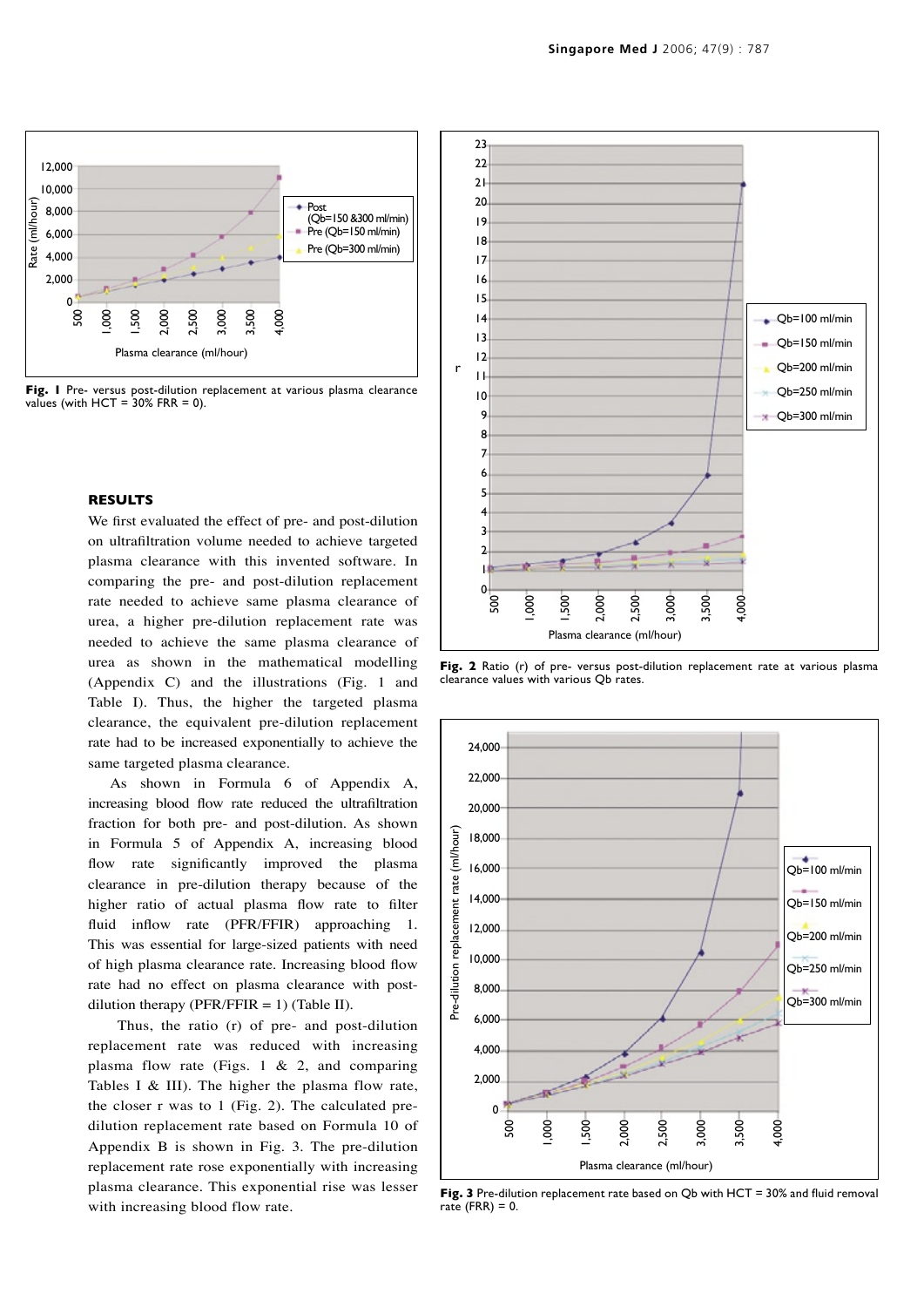Rate (ml/hour)

12,000
10,000
8,000
6,000
4,000
2,000
0

500
1,000
1,500
2,000
2,500
3,000
3,500
4,000

Plasma clearance (ml/hour)

Post (Qb=150 &300 ml/min)
Pre (Qb=150 ml/min)
Pre (Qb=300 ml/min)

**Fig. 1** Pre- versus post-dilution replacement at various plasma clearance values (with HCT = 30% FRR = 0).

r

23
22
21
20
19
18
17
16
15
14
13
12
11
10
9
8
7
6
5
4
3
2
1
0

500
1,000
1,500
2,000
2,500
3,000
3,500
4,000

Plasma clearance (ml/hour)

Qb=100 ml/min
Qb=150 ml/min
Qb=200 ml/min
Qb=250 ml/min
Qb=300 ml/min

**Fig. 2** Ratio (r) of pre- versus post-dilution replacement rate at various plasma clearance values with various Qb rates.

## RESULTS

We first evaluated the effect of pre- and post-dilution on ultrafiltration volume needed to achieve targeted plasma clearance with this invented software. In comparing the pre- and post-dilution replacement rate needed to achieve same plasma clearance of urea, a higher pre-dilution replacement rate was needed to achieve the same plasma clearance of urea as shown in the mathematical modelling (Appendix C) and the illustrations (Fig. 1 and Table I). Thus, the higher the targeted plasma clearance, the equivalent pre-dilution replacement rate had to be increased exponentially to achieve the same targeted plasma clearance.

As shown in Formula 6 of Appendix A, increasing blood flow rate reduced the ultrafiltration fraction for both pre- and post-dilution. As shown in Formula 5 of Appendix A, increasing blood flow rate significantly improved the plasma clearance in pre-dilution therapy because of the higher ratio of actual plasma flow rate to filter fluid inflow rate (PFR/FFIR) approaching 1. This was essential for large-sized patients with need of high plasma clearance rate. Increasing blood flow rate had no effect on plasma clearance with post-dilution therapy (PFR/FFIR = 1) (Table II).

Thus, the ratio (r) of pre- and post-dilution replacement rate was reduced with increasing plasma flow rate (Figs. 1 & 2, and comparing Tables I & III). The higher the plasma flow rate, the closer r was to 1 (Fig. 2). The calculated pre-dilution replacement rate based on Formula 10 of Appendix B is shown in Fig. 3. The pre-dilution replacement rate rose exponentially with increasing plasma clearance. This exponential rise was lesser with increasing blood flow rate.

Pre-dilution replacement rate (ml/hour)

24,000
22,000
20,000
18,000
16,000
14,000
12,000
10,000
8,000
6,000
4,000
2,000
0

500
1,000
1,500
2,000
2,500
3,000
3,500
4,000

Plasma clearance (ml/hour)

Qb=100 ml/min
Qb=150 ml/min
Qb=200 ml/min
Qb=250 ml/min
Qb=300 ml/min

**Fig. 3** Pre-dilution replacement rate based on Qb with HCT = 30% and fluid removal rate (FRR) = 0.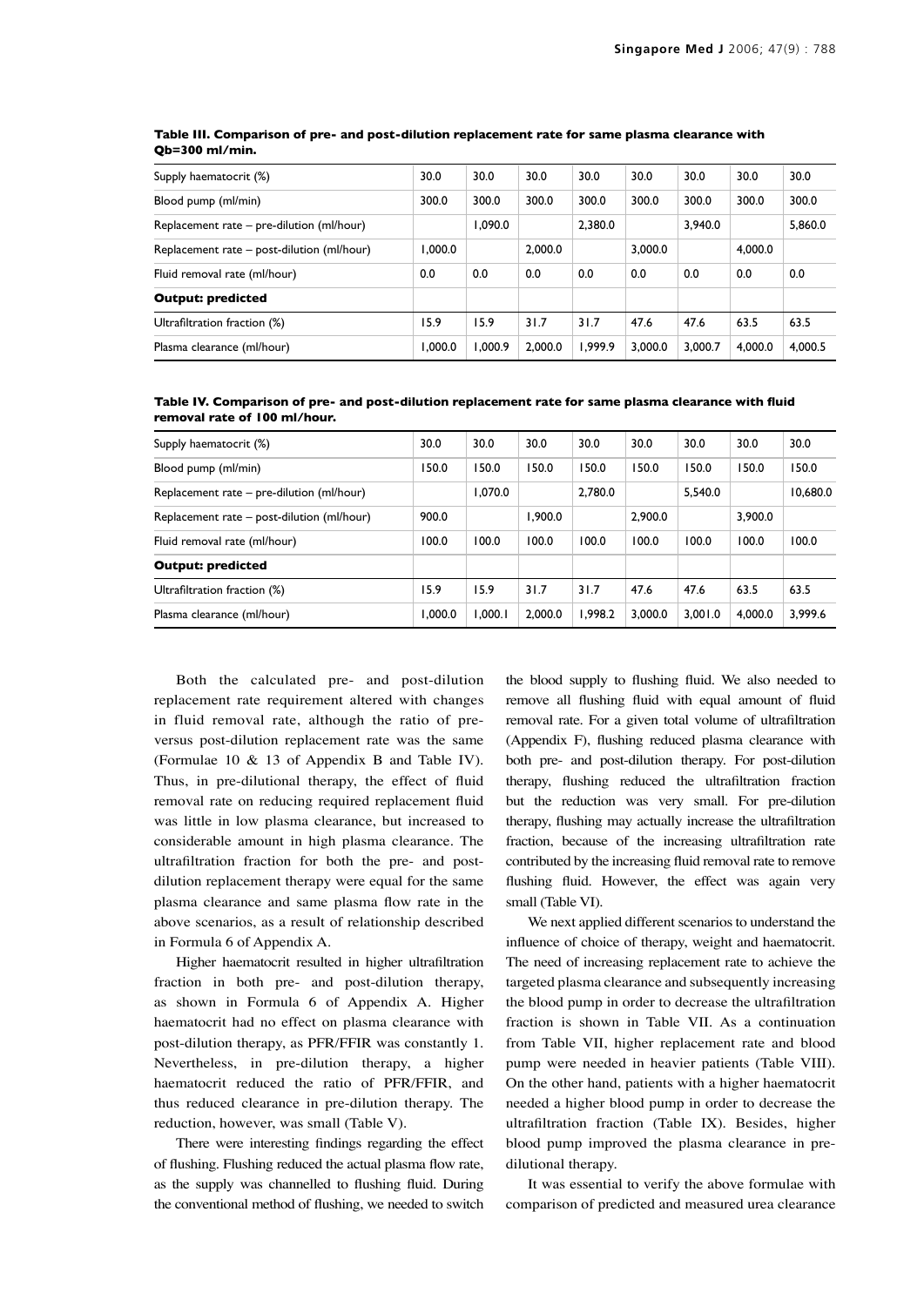**Table III. Comparison of pre- and post-dilution replacement rate for same plasma clearance with Qb=300 ml/min.**

| | | | | | | | | |
|---|---|---|---|---|---|---|---|---|
| Supply haematocrit (%) | 30.0 | 30.0 | 30.0 | 30.0 | 30.0 | 30.0 | 30.0 | 30.0 |
| Blood pump (ml/min) | 300.0 | 300.0 | 300.0 | 300.0 | 300.0 | 300.0 | 300.0 | 300.0 |
| Replacement rate – pre-dilution (ml/hour) | | 1,090.0 | | 2,380.0 | | 3,940.0 | | 5,860.0 |
| Replacement rate – post-dilution (ml/hour) | 1,000.0 | | 2,000.0 | | 3,000.0 | | 4,000.0 | |
| Fluid removal rate (ml/hour) | 0.0 | 0.0 | 0.0 | 0.0 | 0.0 | 0.0 | 0.0 | 0.0 |
| **Output: predicted** | | | | | | | | |
| Ultrafiltration fraction (%) | 15.9 | 15.9 | 31.7 | 31.7 | 47.6 | 47.6 | 63.5 | 63.5 |
| Plasma clearance (ml/hour) | 1,000.0 | 1,000.9 | 2,000.0 | 1,999.9 | 3,000.0 | 3,000.7 | 4,000.0 | 4,000.5 |

**Table IV. Comparison of pre- and post-dilution replacement rate for same plasma clearance with fluid removal rate of 100 ml/hour.**

| | | | | | | | | |
|---|---|---|---|---|---|---|---|---|
| Supply haematocrit (%) | 30.0 | 30.0 | 30.0 | 30.0 | 30.0 | 30.0 | 30.0 | 30.0 |
| Blood pump (ml/min) | 150.0 | 150.0 | 150.0 | 150.0 | 150.0 | 150.0 | 150.0 | 150.0 |
| Replacement rate – pre-dilution (ml/hour) | | 1,070.0 | | 2,780.0 | | 5,540.0 | | 10,680.0 |
| Replacement rate – post-dilution (ml/hour) | 900.0 | | 1,900.0 | | 2,900.0 | | 3,900.0 | |
| Fluid removal rate (ml/hour) | 100.0 | 100.0 | 100.0 | 100.0 | 100.0 | 100.0 | 100.0 | 100.0 |
| **Output: predicted** | | | | | | | | |
| Ultrafiltration fraction (%) | 15.9 | 15.9 | 31.7 | 31.7 | 47.6 | 47.6 | 63.5 | 63.5 |
| Plasma clearance (ml/hour) | 1,000.0 | 1,000.1 | 2,000.0 | 1,998.2 | 3,000.0 | 3,001.0 | 4,000.0 | 3,999.6 |

Both the calculated pre- and post-dilution replacement rate requirement altered with changes in fluid removal rate, although the ratio of pre-versus post-dilution replacement rate was the same (Formulae 10 & 13 of Appendix B and Table IV). Thus, in pre-dilutional therapy, the effect of fluid removal rate on reducing required replacement fluid was little in low plasma clearance, but increased to considerable amount in high plasma clearance. The ultrafiltration fraction for both the pre- and post-dilution replacement therapy were equal for the same plasma clearance and same plasma flow rate in the above scenarios, as a result of relationship described in Formula 6 of Appendix A.

Higher haematocrit resulted in higher ultrafiltration fraction in both pre- and post-dilution therapy, as shown in Formula 6 of Appendix A. Higher haematocrit had no effect on plasma clearance with post-dilution therapy, as PFR/FFIR was constantly 1. Nevertheless, in pre-dilution therapy, a higher haematocrit reduced the ratio of PFR/FFIR, and thus reduced clearance in pre-dilution therapy. The reduction, however, was small (Table V).

There were interesting findings regarding the effect of flushing. Flushing reduced the actual plasma flow rate, as the supply was channelled to flushing fluid. During the conventional method of flushing, we needed to switch the blood supply to flushing fluid. We also needed to remove all flushing fluid with equal amount of fluid removal rate. For a given total volume of ultrafiltration (Appendix F), flushing reduced plasma clearance with both pre- and post-dilution therapy. For post-dilution therapy, flushing reduced the ultrafiltration fraction but the reduction was very small. For pre-dilution therapy, flushing may actually increase the ultrafiltration fraction, because of the increasing ultrafiltration rate contributed by the increasing fluid removal rate to remove flushing fluid. However, the effect was again very small (Table VI).

We next applied different scenarios to understand the influence of choice of therapy, weight and haematocrit. The need of increasing replacement rate to achieve the targeted plasma clearance and subsequently increasing the blood pump in order to decrease the ultrafiltration fraction is shown in Table VII. As a continuation from Table VII, higher replacement rate and blood pump were needed in heavier patients (Table VIII). On the other hand, patients with a higher haematocrit needed a higher blood pump in order to decrease the ultrafiltration fraction (Table IX). Besides, higher blood pump improved the plasma clearance in pre-dilutional therapy.

It was essential to verify the above formulae with comparison of predicted and measured urea clearance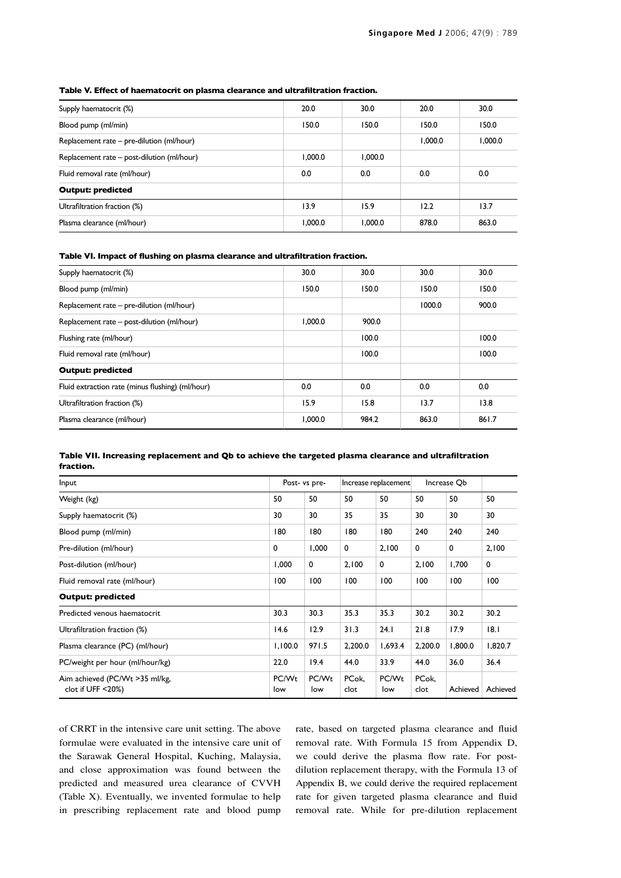**Table V. Effect of haematocrit on plasma clearance and ultrafiltration fraction.**

| | | | | |
|---|---|---|---|---|
| Supply haematocrit (%) | 20.0 | 30.0 | 20.0 | 30.0 |
| Blood pump (ml/min) | 150.0 | 150.0 | 150.0 | 150.0 |
| Replacement rate – pre-dilution (ml/hour) | | | 1,000.0 | 1,000.0 |
| Replacement rate – post-dilution (ml/hour) | 1,000.0 | 1,000.0 | | |
| Fluid removal rate (ml/hour) | 0.0 | 0.0 | 0.0 | 0.0 |
| **Output: predicted** | | | | |
| Ultrafiltration fraction (%) | 13.9 | 15.9 | 12.2 | 13.7 |
| Plasma clearance (ml/hour) | 1,000.0 | 1,000.0 | 878.0 | 863.0 |

**Table VI. Impact of flushing on plasma clearance and ultrafiltration fraction.**

| | | | | |
|---|---|---|---|---|
| Supply haematocrit (%) | 30.0 | 30.0 | 30.0 | 30.0 |
| Blood pump (ml/min) | 150.0 | 150.0 | 150.0 | 150.0 |
| Replacement rate – pre-dilution (ml/hour) | | | 1000.0 | 900.0 |
| Replacement rate – post-dilution (ml/hour) | 1,000.0 | 900.0 | | |
| Flushing rate (ml/hour) | | 100.0 | | 100.0 |
| Fluid removal rate (ml/hour) | | 100.0 | | 100.0 |
| **Output: predicted** | | | | |
| Fluid extraction rate (minus flushing) (ml/hour) | 0.0 | 0.0 | 0.0 | 0.0 |
| Ultrafiltration fraction (%) | 15.9 | 15.8 | 13.7 | 13.8 |
| Plasma clearance (ml/hour) | 1,000.0 | 984.2 | 863.0 | 861.7 |

**Table VII. Increasing replacement and Qb to achieve the targeted plasma clearance and ultrafiltration fraction.**

| Input | Post- vs pre- | | Increase replacement | | Increase Qb | | |
|---|---|---|---|---|---|---|---|
| Weight (kg) | 50 | 50 | 50 | 50 | 50 | 50 | 50 |
| Supply haematocrit (%) | 30 | 30 | 35 | 35 | 30 | 30 | 30 |
| Blood pump (ml/min) | 180 | 180 | 180 | 180 | 240 | 240 | 240 |
| Pre-dilution (ml/hour) | 0 | 1,000 | 0 | 2,100 | 0 | 0 | 2,100 |
| Post-dilution (ml/hour) | 1,000 | 0 | 2,100 | 0 | 2,100 | 1,700 | 0 |
| Fluid removal rate (ml/hour) | 100 | 100 | 100 | 100 | 100 | 100 | 100 |
| **Output: predicted** | | | | | | | |
| Predicted venous haematocrit | 30.3 | 30.3 | 35.3 | 35.3 | 30.2 | 30.2 | 30.2 |
| Ultrafiltration fraction (%) | 14.6 | 12.9 | 31.3 | 24.1 | 21.8 | 17.9 | 18.1 |
| Plasma clearance (PC) (ml/hour) | 1,100.0 | 971.5 | 2,200.0 | 1,693.4 | 2,200.0 | 1,800.0 | 1,820.7 |
| PC/weight per hour (ml/hour/kg) | 22.0 | 19.4 | 44.0 | 33.9 | 44.0 | 36.0 | 36.4 |
| Aim achieved (PC/Wt >35 ml/kg, clot if UFF <20%) | PC/Wt low | PC/Wt low | PCok, clot | PC/Wt low | PCok, clot | Achieved | Achieved |

of CRRT in the intensive care unit setting. The above formulae were evaluated in the intensive care unit of the Sarawak General Hospital, Kuching, Malaysia, and close approximation was found between the predicted and measured urea clearance of CVVH (Table X). Eventually, we invented formulae to help in prescribing replacement rate and blood pump rate, based on targeted plasma clearance and fluid removal rate. With Formula 15 from Appendix D, we could derive the plasma flow rate. For post-dilution replacement therapy, with the Formula 13 of Appendix B, we could derive the required replacement rate for given targeted plasma clearance and fluid removal rate. While for pre-dilution replacement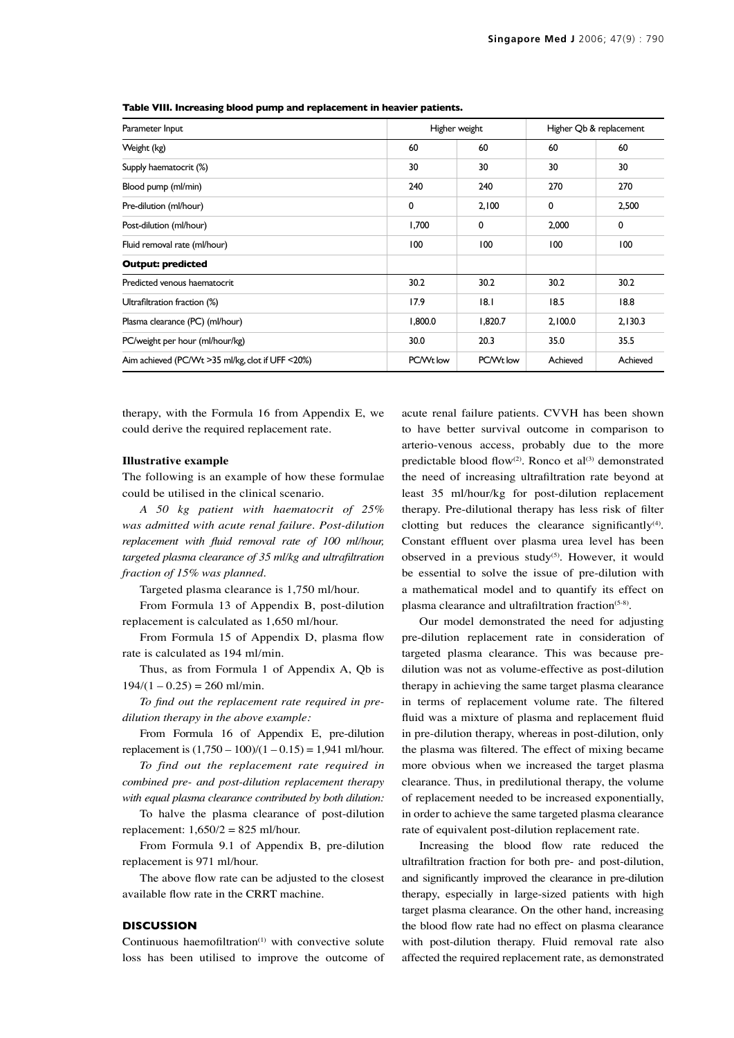**Table VIII. Increasing blood pump and replacement in heavier patients.**

| Parameter Input | Higher weight | | Higher Qb & replacement | |
|---|---|---|---|---|
| Weight (kg) | 60 | 60 | 60 | 60 |
| Supply haematocrit (%) | 30 | 30 | 30 | 30 |
| Blood pump (ml/min) | 240 | 240 | 270 | 270 |
| Pre-dilution (ml/hour) | 0 | 2,100 | 0 | 2,500 |
| Post-dilution (ml/hour) | 1,700 | 0 | 2,000 | 0 |
| Fluid removal rate (ml/hour) | 100 | 100 | 100 | 100 |
| **Output: predicted** | | | | |
| Predicted venous haematocrit | 30.2 | 30.2 | 30.2 | 30.2 |
| Ultrafiltration fraction (%) | 17.9 | 18.1 | 18.5 | 18.8 |
| Plasma clearance (PC) (ml/hour) | 1,800.0 | 1,820.7 | 2,100.0 | 2,130.3 |
| PC/weight per hour (ml/hour/kg) | 30.0 | 20.3 | 35.0 | 35.5 |
| Aim achieved (PC/Wt >35 ml/kg, clot if UFF <20%) | PC/Wt low | PC/Wt low | Achieved | Achieved |

therapy, with the Formula 16 from Appendix E, we could derive the required replacement rate.

### Illustrative example

The following is an example of how these formulae could be utilised in the clinical scenario.

*A 50 kg patient with haematocrit of 25% was admitted with acute renal failure. Post-dilution replacement with fluid removal rate of 100 ml/hour, targeted plasma clearance of 35 ml/kg and ultrafiltration fraction of 15% was planned.*

Targeted plasma clearance is 1,750 ml/hour.

From Formula 13 of Appendix B, post-dilution replacement is calculated as 1,650 ml/hour.

From Formula 15 of Appendix D, plasma flow rate is calculated as 194 ml/min.

Thus, as from Formula 1 of Appendix A, Qb is $194/(1 - 0.25) = 260$ ml/min.

*To find out the replacement rate required in pre-dilution therapy in the above example:*

From Formula 16 of Appendix E, pre-dilution replacement is $(1{,}750 - 100)/(1 - 0.15) = 1{,}941$ ml/hour.

*To find out the replacement rate required in combined pre- and post-dilution replacement therapy with equal plasma clearance contributed by both dilution:*

To halve the plasma clearance of post-dilution replacement: $1{,}650/2 = 825$ ml/hour.

From Formula 9.1 of Appendix B, pre-dilution replacement is 971 ml/hour.

The above flow rate can be adjusted to the closest available flow rate in the CRRT machine.

## DISCUSSION

Continuous haemofiltration[1] with convective solute loss has been utilised to improve the outcome of acute renal failure patients. CVVH has been shown to have better survival outcome in comparison to arterio-venous access, probably due to the more predictable blood flow[2]. Ronco et al[3] demonstrated the need of increasing ultrafiltration rate beyond at least 35 ml/hour/kg for post-dilution replacement therapy. Pre-dilutional therapy has less risk of filter clotting but reduces the clearance significantly[4]. Constant effluent over plasma urea level has been observed in a previous study[5]. However, it would be essential to solve the issue of pre-dilution with a mathematical model and to quantify its effect on plasma clearance and ultrafiltration fraction[5-8].

Our model demonstrated the need for adjusting pre-dilution replacement rate in consideration of targeted plasma clearance. This was because pre-dilution was not as volume-effective as post-dilution therapy in achieving the same target plasma clearance in terms of replacement volume rate. The filtered fluid was a mixture of plasma and replacement fluid in pre-dilution therapy, whereas in post-dilution, only the plasma was filtered. The effect of mixing became more obvious when we increased the target plasma clearance. Thus, in predilutional therapy, the volume of replacement needed to be increased exponentially, in order to achieve the same targeted plasma clearance rate of equivalent post-dilution replacement rate.

Increasing the blood flow rate reduced the ultrafiltration fraction for both pre- and post-dilution, and significantly improved the clearance in pre-dilution therapy, especially in large-sized patients with high target plasma clearance. On the other hand, increasing the blood flow rate had no effect on plasma clearance with post-dilution therapy. Fluid removal rate also affected the required replacement rate, as demonstrated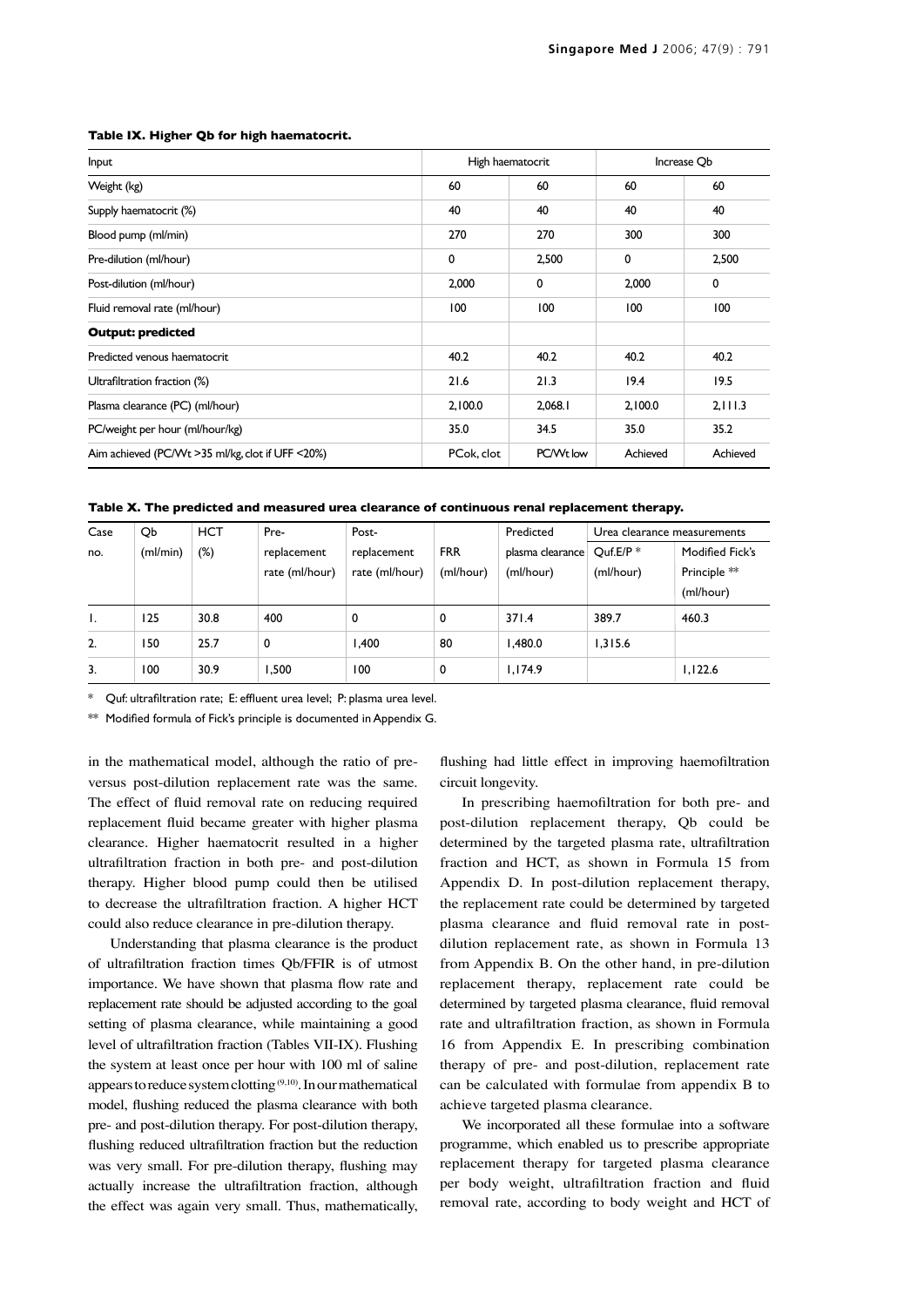**Table IX. Higher Qb for high haematocrit.**

| Input | High haematocrit | | Increase Qb | |
|---|---|---|---|---|
| Weight (kg) | 60 | 60 | 60 | 60 |
| Supply haematocrit (%) | 40 | 40 | 40 | 40 |
| Blood pump (ml/min) | 270 | 270 | 300 | 300 |
| Pre-dilution (ml/hour) | 0 | 2,500 | 0 | 2,500 |
| Post-dilution (ml/hour) | 2,000 | 0 | 2,000 | 0 |
| Fluid removal rate (ml/hour) | 100 | 100 | 100 | 100 |
| **Output: predicted** | | | | |
| Predicted venous haematocrit | 40.2 | 40.2 | 40.2 | 40.2 |
| Ultrafiltration fraction (%) | 21.6 | 21.3 | 19.4 | 19.5 |
| Plasma clearance (PC) (ml/hour) | 2,100.0 | 2,068.1 | 2,100.0 | 2,111.3 |
| PC/weight per hour (ml/hour/kg) | 35.0 | 34.5 | 35.0 | 35.2 |
| Aim achieved (PC/Wt >35 ml/kg, clot if UFF <20%) | PCok, clot | PC/Wt low | Achieved | Achieved |

**Table X. The predicted and measured urea clearance of continuous renal replacement therapy.**

| Case no. | Qb (ml/min) | HCT (%) | Pre-replacement rate (ml/hour) | Post-replacement rate (ml/hour) | FRR (ml/hour) | Predicted plasma clearance (ml/hour) | Urea clearance measurements: Quf.E/P * (ml/hour) | Urea clearance measurements: Modified Fick's Principle ** (ml/hour) |
|---|---|---|---|---|---|---|---|---|
| 1. | 125 | 30.8 | 400 | 0 | 0 | 371.4 | 389.7 | 460.3 |
| 2. | 150 | 25.7 | 0 | 1,400 | 80 | 1,480.0 | 1,315.6 | |
| 3. | 100 | 30.9 | 1,500 | 100 | 0 | 1,174.9 | | 1,122.6 |

\* Quf: ultrafiltration rate; E: effluent urea level; P: plasma urea level.

\*\* Modified formula of Fick's principle is documented in Appendix G.

in the mathematical model, although the ratio of pre- versus post-dilution replacement rate was the same. The effect of fluid removal rate on reducing required replacement fluid became greater with higher plasma clearance. Higher haematocrit resulted in a higher ultrafiltration fraction in both pre- and post-dilution therapy. Higher blood pump could then be utilised to decrease the ultrafiltration fraction. A higher HCT could also reduce clearance in pre-dilution therapy.

Understanding that plasma clearance is the product of ultrafiltration fraction times Qb/FFIR is of utmost importance. We have shown that plasma flow rate and replacement rate should be adjusted according to the goal setting of plasma clearance, while maintaining a good level of ultrafiltration fraction (Tables VII-IX). Flushing the system at least once per hour with 100 ml of saline appears to reduce system clotting[9,10]. In our mathematical model, flushing reduced the plasma clearance with both pre- and post-dilution therapy. For post-dilution therapy, flushing reduced ultrafiltration fraction but the reduction was very small. For pre-dilution therapy, flushing may actually increase the ultrafiltration fraction, although the effect was again very small. Thus, mathematically, flushing had little effect in improving haemofiltration circuit longevity.

In prescribing haemofiltration for both pre- and post-dilution replacement therapy, Qb could be determined by the targeted plasma rate, ultrafiltration fraction and HCT, as shown in Formula 15 from Appendix D. In post-dilution replacement therapy, the replacement rate could be determined by targeted plasma clearance and fluid removal rate in post-dilution replacement rate, as shown in Formula 13 from Appendix B. On the other hand, in pre-dilution replacement therapy, replacement rate could be determined by targeted plasma clearance, fluid removal rate and ultrafiltration fraction, as shown in Formula 16 from Appendix E. In prescribing combination therapy of pre- and post-dilution, replacement rate can be calculated with formulae from appendix B to achieve targeted plasma clearance.

We incorporated all these formulae into a software programme, which enabled us to prescribe appropriate replacement therapy for targeted plasma clearance per body weight, ultrafiltration fraction and fluid removal rate, according to body weight and HCT of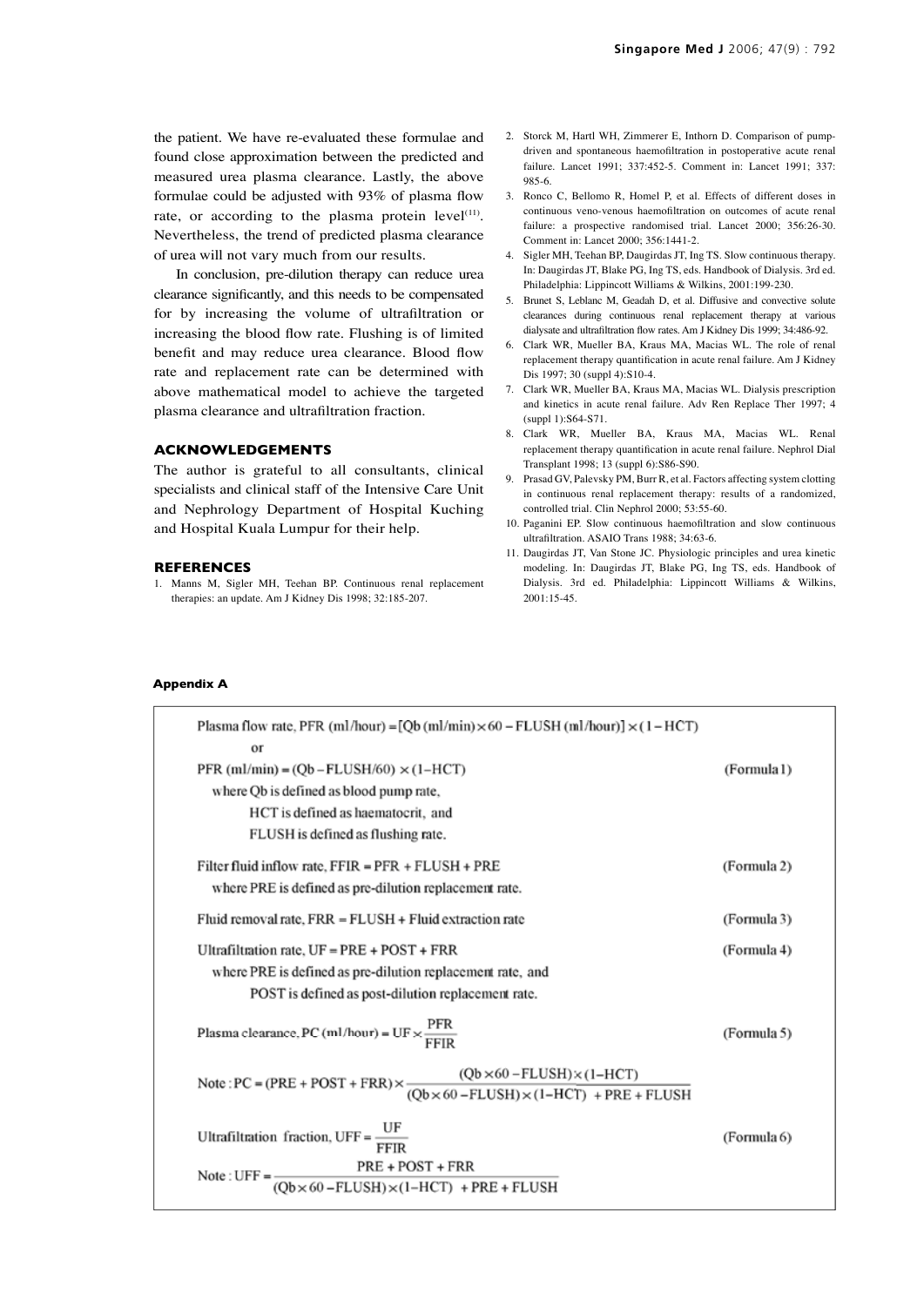the patient. We have re-evaluated these formulae and found close approximation between the predicted and measured urea plasma clearance. Lastly, the above formulae could be adjusted with 93% of plasma flow rate, or according to the plasma protein level[11]. Nevertheless, the trend of predicted plasma clearance of urea will not vary much from our results.

In conclusion, pre-dilution therapy can reduce urea clearance significantly, and this needs to be compensated for by increasing the volume of ultrafiltration or increasing the blood flow rate. Flushing is of limited benefit and may reduce urea clearance. Blood flow rate and replacement rate can be determined with above mathematical model to achieve the targeted plasma clearance and ultrafiltration fraction.

## ACKNOWLEDGEMENTS

The author is grateful to all consultants, clinical specialists and clinical staff of the Intensive Care Unit and Nephrology Department of Hospital Kuching and Hospital Kuala Lumpur for their help.

## REFERENCES

1. Manns M, Sigler MH, Teehan BP. Continuous renal replacement therapies: an update. Am J Kidney Dis 1998; 32:185-207.
2. Storck M, Hartl WH, Zimmerer E, Inthorn D. Comparison of pump-driven and spontaneous haemofiltration in postoperative acute renal failure. Lancet 1991; 337:452-5. Comment in: Lancet 1991; 337: 985-6.
3. Ronco C, Bellomo R, Homel P, et al. Effects of different doses in continuous veno-venous haemofiltration on outcomes of acute renal failure: a prospective randomised trial. Lancet 2000; 356:26-30. Comment in: Lancet 2000; 356:1441-2.
4. Sigler MH, Teehan BP, Daugirdas JT, Ing TS. Slow continuous therapy. In: Daugirdas JT, Blake PG, Ing TS, eds. Handbook of Dialysis. 3rd ed. Philadelphia: Lippincott Williams & Wilkins, 2001:199-230.
5. Brunet S, Leblanc M, Geadah D, et al. Diffusive and convective solute clearances during continuous renal replacement therapy at various dialysate and ultrafiltration flow rates. Am J Kidney Dis 1999; 34:486-92.
6. Clark WR, Mueller BA, Kraus MA, Macias WL. The role of renal replacement therapy quantification in acute renal failure. Am J Kidney Dis 1997; 30 (suppl 4):S10-4.
7. Clark WR, Mueller BA, Kraus MA, Macias WL. Dialysis prescription and kinetics in acute renal failure. Adv Ren Replace Ther 1997; 4 (suppl 1):S64-S71.
8. Clark WR, Mueller BA, Kraus MA, Macias WL. Renal replacement therapy quantification in acute renal failure. Nephrol Dial Transplant 1998; 13 (suppl 6):S86-S90.
9. Prasad GV, Palevsky PM, Burr R, et al. Factors affecting system clotting in continuous renal replacement therapy: results of a randomized, controlled trial. Clin Nephrol 2000; 53:55-60.
10. Paganini EP. Slow continuous haemofiltration and slow continuous ultrafiltration. ASAIO Trans 1988; 34:63-6.
11. Daugirdas JT, Van Stone JC. Physiologic principles and urea kinetic modeling. In: Daugirdas JT, Blake PG, Ing TS, eds. Handbook of Dialysis. 3rd ed. Philadelphia: Lippincott Williams & Wilkins, 2001:15-45.

### Appendix A

Plasma flow rate, $\text{PFR (ml/hour)} = [\text{Qb (ml/min)} \times 60 - \text{FLUSH (ml/hour)}] \times (1 - \text{HCT})$

or

$$\text{PFR (ml/min)} = (\text{Qb} - \text{FLUSH}/60) \times (1 - \text{HCT}) \qquad \text{(Formula 1)}$$

where Qb is defined as blood pump rate,
HCT is defined as haematocrit, and
FLUSH is defined as flushing rate.

$$\text{Filter fluid inflow rate, FFIR} = \text{PFR} + \text{FLUSH} + \text{PRE} \qquad \text{(Formula 2)}$$

where PRE is defined as pre-dilution replacement rate.

$$\text{Fluid removal rate, FRR} = \text{FLUSH} + \text{Fluid extraction rate} \qquad \text{(Formula 3)}$$

$$\text{Ultrafiltration rate, UF} = \text{PRE} + \text{POST} + \text{FRR} \qquad \text{(Formula 4)}$$

where PRE is defined as pre-dilution replacement rate, and
POST is defined as post-dilution replacement rate.

$$\text{Plasma clearance, PC (ml/hour)} = \text{UF} \times \frac{\text{PFR}}{\text{FFIR}} \qquad \text{(Formula 5)}$$

$$\text{Note: PC} = (\text{PRE} + \text{POST} + \text{FRR}) \times \frac{(\text{Qb} \times 60 - \text{FLUSH}) \times (1 - \text{HCT})}{(\text{Qb} \times 60 - \text{FLUSH}) \times (1 - \text{HCT}) + \text{PRE} + \text{FLUSH}}$$

$$\text{Ultrafiltration fraction, UFF} = \frac{\text{UF}}{\text{FFIR}} \qquad \text{(Formula 6)}$$

$$\text{Note: UFF} = \frac{\text{PRE} + \text{POST} + \text{FRR}}{(\text{Qb} \times 60 - \text{FLUSH}) \times (1 - \text{HCT}) + \text{PRE} + \text{FLUSH}}$$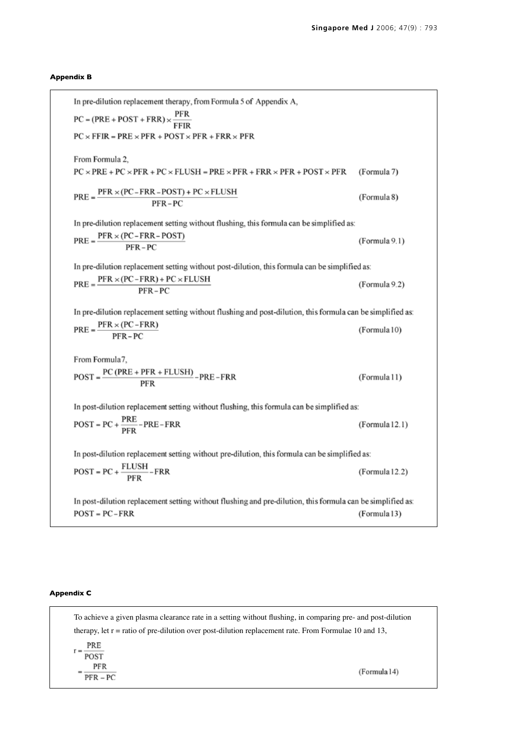#### Appendix B

In pre-dilution replacement therapy, from Formula 5 of Appendix A,

$$PC = (PRE + POST + FRR) \times \frac{PFR}{FFIR}$$

$$PC \times FFIR = PRE \times PFR + POST \times PFR + FRR \times PFR$$

From Formula 2,

$$PC \times PRE + PC \times PFR + PC \times FLUSH = PRE \times PFR + FRR \times PFR + POST \times PFR \quad \text{(Formula 7)}$$

$$PRE = \frac{PFR \times (PC - FRR - POST) + PC \times FLUSH}{PFR - PC} \quad \text{(Formula 8)}$$

In pre-dilution replacement setting without flushing, this formula can be simplified as:

$$PRE = \frac{PFR \times (PC - FRR - POST)}{PFR - PC} \quad \text{(Formula 9.1)}$$

In pre-dilution replacement setting without post-dilution, this formula can be simplified as:

$$PRE = \frac{PFR \times (PC - FRR) + PC \times FLUSH}{PFR - PC} \quad \text{(Formula 9.2)}$$

In pre-dilution replacement setting without flushing and post-dilution, this formula can be simplified as:

$$PRE = \frac{PFR \times (PC - FRR)}{PFR - PC} \quad \text{(Formula 10)}$$

From Formula7,

$$POST = \frac{PC\,(PRE + PFR + FLUSH)}{PFR} - PRE - FRR \quad \text{(Formula 11)}$$

In post-dilution replacement setting without flushing, this formula can be simplified as:

$$POST = PC + \frac{PRE}{PFR} - PRE - FRR \quad \text{(Formula 12.1)}$$

In post-dilution replacement setting without pre-dilution, this formula can be simplified as:

$$POST = PC + \frac{FLUSH}{PFR} - FRR \quad \text{(Formula 12.2)}$$

In post-dilution replacement setting without flushing and pre-dilution, this formula can be simplified as:

$$POST = PC - FRR \quad \text{(Formula 13)}$$

#### Appendix C

To achieve a given plasma clearance rate in a setting without flushing, in comparing pre- and post-dilution therapy, let r = ratio of pre-dilution over post-dilution replacement rate. From Formulae 10 and 13,

$$r = \frac{PRE}{POST}$$

$$= \frac{PFR}{PFR - PC} \quad \text{(Formula 14)}$$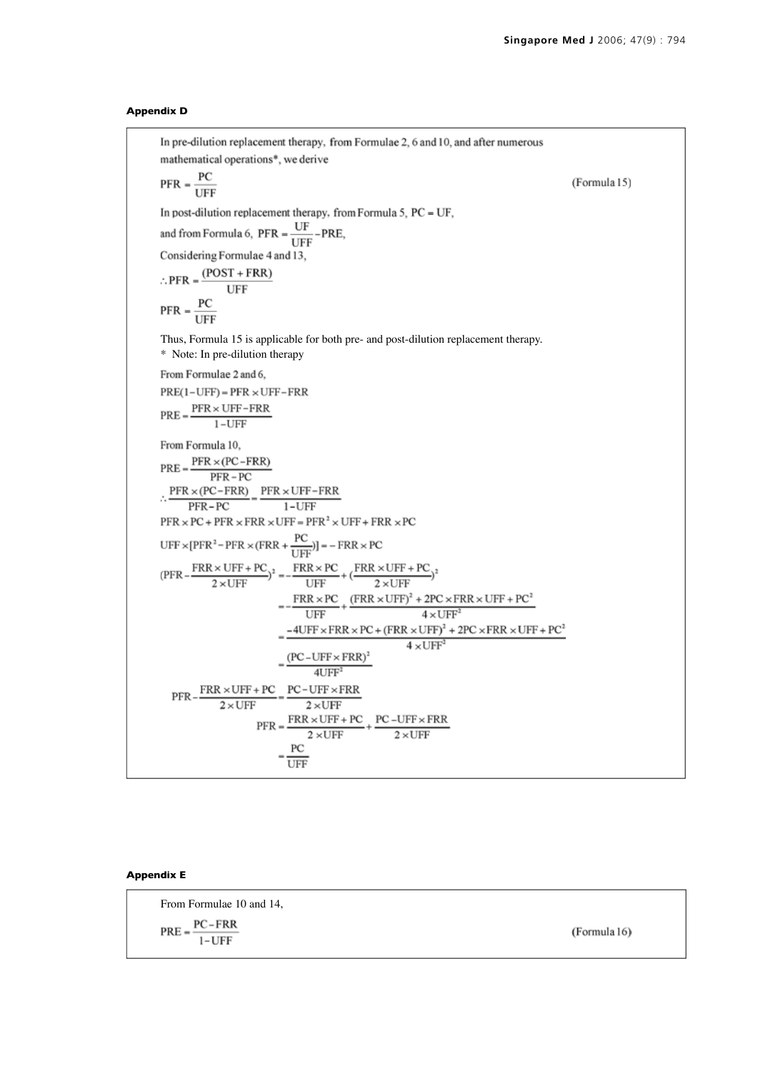#### Appendix D

In pre-dilution replacement therapy, from Formulae 2, 6 and 10, and after numerous mathematical operations*, we derive

$$\mathrm{PFR} = \frac{\mathrm{PC}}{\mathrm{UFF}} \qquad \text{(Formula 15)}$$

In post-dilution replacement therapy, from Formula 5, PC = UF,

and from Formula 6, $\mathrm{PFR} = \frac{\mathrm{UF}}{\mathrm{UFF}} - \mathrm{PRE}$,

Considering Formulae 4 and 13,

$$\therefore \mathrm{PFR} = \frac{(\mathrm{POST} + \mathrm{FRR})}{\mathrm{UFF}}$$

$$\mathrm{PFR} = \frac{\mathrm{PC}}{\mathrm{UFF}}$$

Thus, Formula 15 is applicable for both pre- and post-dilution replacement therapy.

\* Note: In pre-dilution therapy

From Formulae 2 and 6,

$$\mathrm{PRE}(1 - \mathrm{UFF}) = \mathrm{PFR} \times \mathrm{UFF} - \mathrm{FRR}$$

$$\mathrm{PRE} = \frac{\mathrm{PFR} \times \mathrm{UFF} - \mathrm{FRR}}{1 - \mathrm{UFF}}$$

From Formula 10,

$$\mathrm{PRE} = \frac{\mathrm{PFR} \times (\mathrm{PC} - \mathrm{FRR})}{\mathrm{PFR} - \mathrm{PC}}$$

$$\therefore \frac{\mathrm{PFR} \times (\mathrm{PC} - \mathrm{FRR})}{\mathrm{PFR} - \mathrm{PC}} = \frac{\mathrm{PFR} \times \mathrm{UFF} - \mathrm{FRR}}{1 - \mathrm{UFF}}$$

$$\mathrm{PFR} \times \mathrm{PC} + \mathrm{PFR} \times \mathrm{FRR} \times \mathrm{UFF} = \mathrm{PFR}^2 \times \mathrm{UFF} + \mathrm{FRR} \times \mathrm{PC}$$

$$\mathrm{UFF} \times [\mathrm{PFR}^2 - \mathrm{PFR} \times (\mathrm{FRR} + \frac{\mathrm{PC}}{\mathrm{UFF}})] = -\mathrm{FRR} \times \mathrm{PC}$$

$$\begin{aligned}
(\mathrm{PFR} - \frac{\mathrm{FRR} \times \mathrm{UFF} + \mathrm{PC}}{2 \times \mathrm{UFF}})^2 &= -\frac{\mathrm{FRR} \times \mathrm{PC}}{\mathrm{UFF}} + (\frac{\mathrm{FRR} \times \mathrm{UFF} + \mathrm{PC}}{2 \times \mathrm{UFF}})^2 \\
&= -\frac{\mathrm{FRR} \times \mathrm{PC}}{\mathrm{UFF}} + \frac{(\mathrm{FRR} \times \mathrm{UFF})^2 + 2\mathrm{PC} \times \mathrm{FRR} \times \mathrm{UFF} + \mathrm{PC}^2}{4 \times \mathrm{UFF}^2} \\
&= \frac{-4\mathrm{UFF} \times \mathrm{FRR} \times \mathrm{PC} + (\mathrm{FRR} \times \mathrm{UFF})^2 + 2\mathrm{PC} \times \mathrm{FRR} \times \mathrm{UFF} + \mathrm{PC}^2}{4 \times \mathrm{UFF}^2} \\
&= \frac{(\mathrm{PC} - \mathrm{UFF} \times \mathrm{FRR})^2}{4\mathrm{UFF}^2}
\end{aligned}$$

$$\mathrm{PFR} - \frac{\mathrm{FRR} \times \mathrm{UFF} + \mathrm{PC}}{2 \times \mathrm{UFF}} = \frac{\mathrm{PC} - \mathrm{UFF} \times \mathrm{FRR}}{2 \times \mathrm{UFF}}$$

$$\begin{aligned}
\mathrm{PFR} &= \frac{\mathrm{FRR} \times \mathrm{UFF} + \mathrm{PC}}{2 \times \mathrm{UFF}} + \frac{\mathrm{PC} - \mathrm{UFF} \times \mathrm{FRR}}{2 \times \mathrm{UFF}} \\
&= \frac{\mathrm{PC}}{\mathrm{UFF}}
\end{aligned}$$

#### Appendix E

From Formulae 10 and 14,

$$\mathrm{PRE} = \frac{\mathrm{PC} - \mathrm{FRR}}{1 - \mathrm{UFF}} \qquad \text{(Formula 16)}$$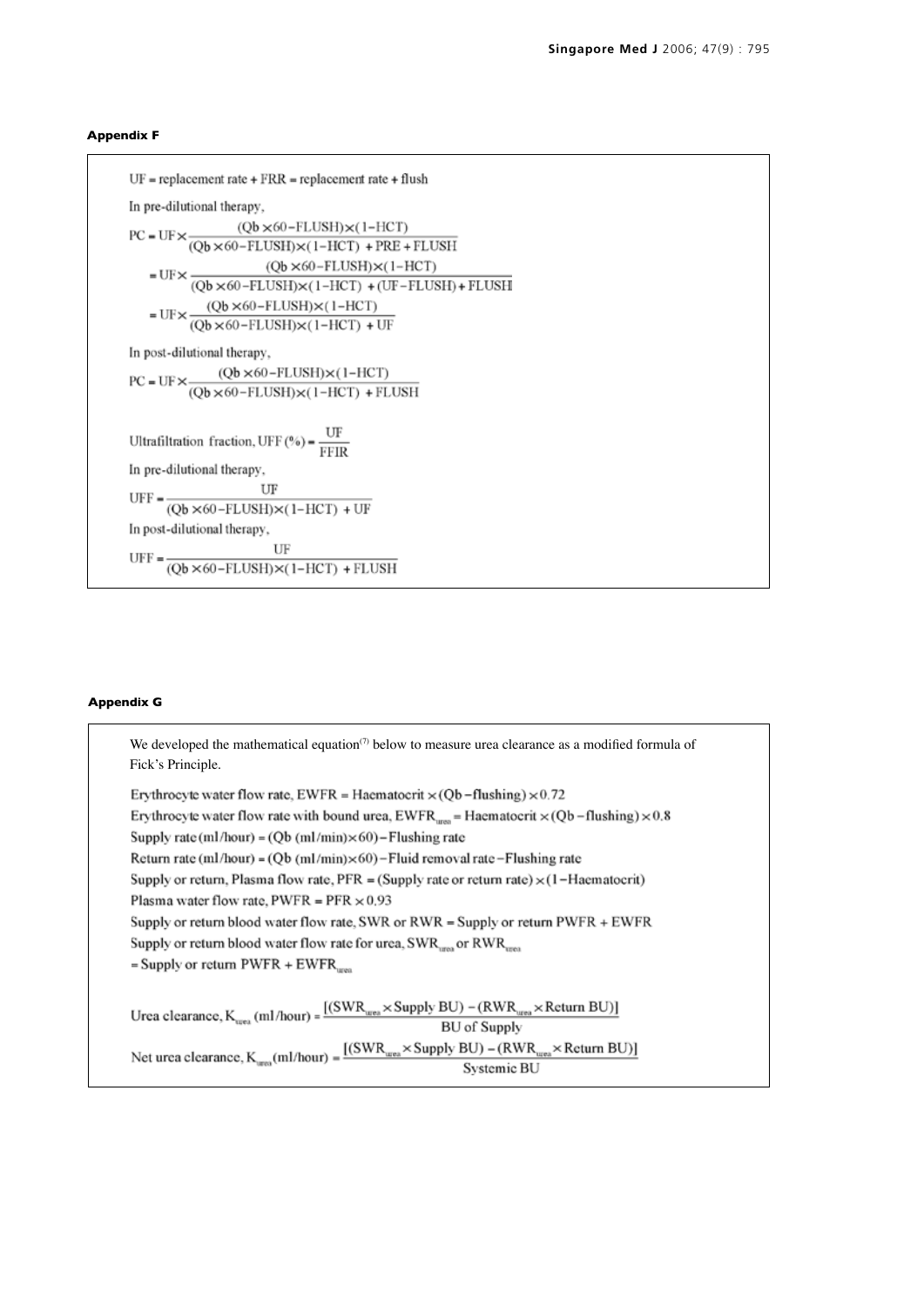**Appendix F**

UF = replacement rate + FRR = replacement rate + flush

In pre-dilutional therapy,

$$PC = UF \times \frac{(Qb \times 60 - FLUSH) \times (1 - HCT)}{(Qb \times 60 - FLUSH) \times (1 - HCT) + PRE + FLUSH}$$

$$= UF \times \frac{(Qb \times 60 - FLUSH) \times (1 - HCT)}{(Qb \times 60 - FLUSH) \times (1 - HCT) + (UF - FLUSH) + FLUSH}$$

$$= UF \times \frac{(Qb \times 60 - FLUSH) \times (1 - HCT)}{(Qb \times 60 - FLUSH) \times (1 - HCT) + UF}$$

In post-dilutional therapy,

$$PC = UF \times \frac{(Qb \times 60 - FLUSH) \times (1 - HCT)}{(Qb \times 60 - FLUSH) \times (1 - HCT) + FLUSH}$$

$$\text{Ultrafiltration fraction, UFF (\%)} = \frac{UF}{FFIR}$$

In pre-dilutional therapy,

$$UFF = \frac{UF}{(Qb \times 60 - FLUSH) \times (1 - HCT) + UF}$$

In post-dilutional therapy,

$$UFF = \frac{UF}{(Qb \times 60 - FLUSH) \times (1 - HCT) + FLUSH}$$

**Appendix G**

We developed the mathematical equation[7] below to measure urea clearance as a modified formula of Fick's Principle.

Erythrocyte water flow rate, EWFR = Haematocrit × (Qb − flushing) × 0.72

Erythrocyte water flow rate with bound urea, $EWFR_{urea}$ = Haematocrit × (Qb − flushing) × 0.8

Supply rate (ml/hour) = (Qb (ml/min) × 60) − Flushing rate

Return rate (ml/hour) = (Qb (ml/min) × 60) − Fluid removal rate − Flushing rate

Supply or return, Plasma flow rate, PFR = (Supply rate or return rate) × (1 − Haematocrit)

Plasma water flow rate, PWFR = PFR × 0.93

Supply or return blood water flow rate, SWR or RWR = Supply or return PWFR + EWFR

Supply or return blood water flow rate for urea, $SWR_{urea}$ or $RWR_{urea}$

= Supply or return PWFR + $EWFR_{urea}$

$$\text{Urea clearance, } K_{urea} \text{ (ml/hour)} = \frac{[(SWR_{urea} \times \text{Supply BU}) - (RWR_{urea} \times \text{Return BU})]}{\text{BU of Supply}}$$

$$\text{Net urea clearance, } K_{urea} \text{(ml/hour)} = \frac{[(SWR_{urea} \times \text{Supply BU}) - (RWR_{urea} \times \text{Return BU})]}{\text{Systemic BU}}$$